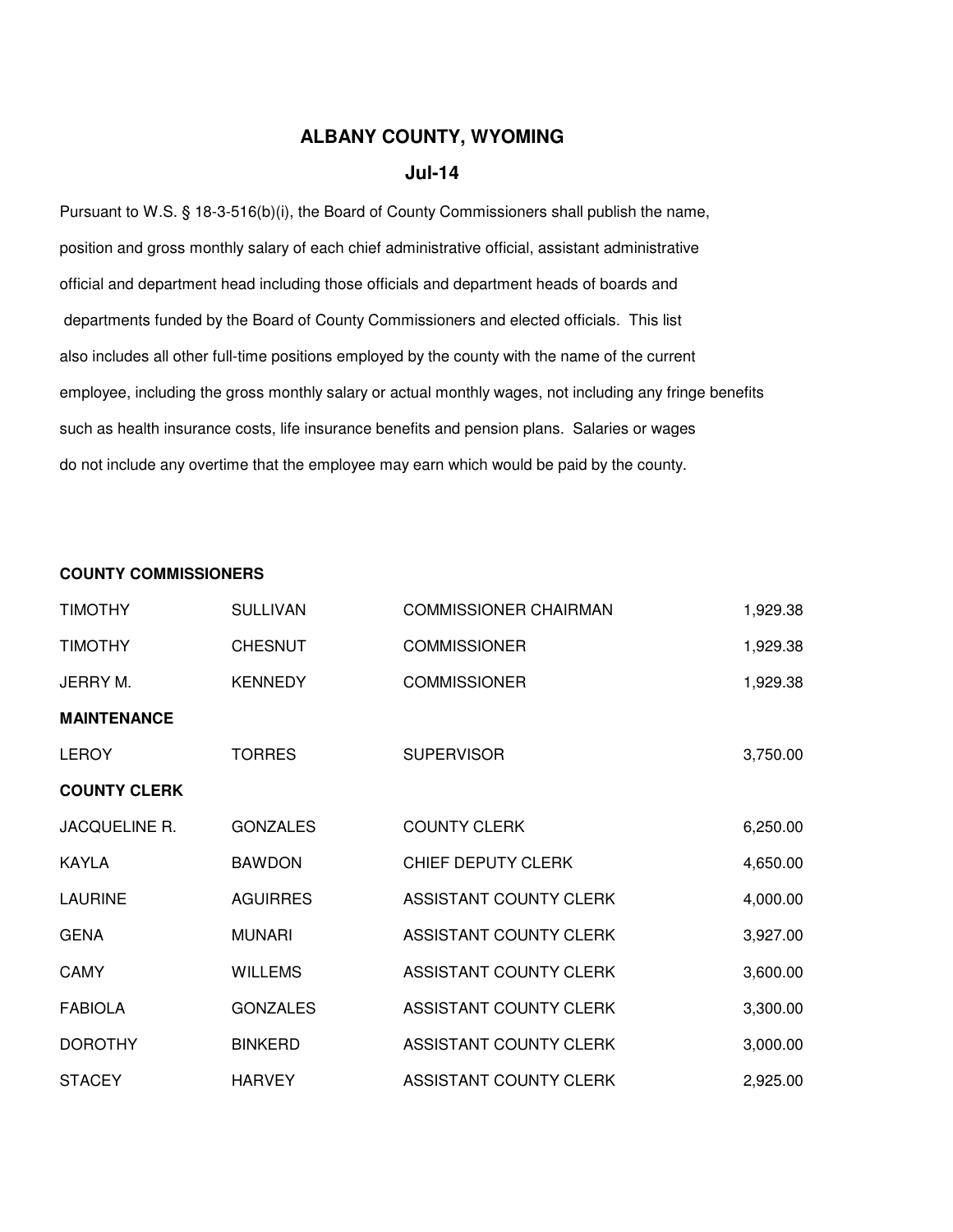# ALBANY COUNTY, WYOMING

## Jul-14

Pursuant to W.S. § 18-3-516(b)(i), the Board of County Commissioners shall publish the name, position and gross monthly salary of each chief administrative official, assistant administrative official and department head including those officials and department heads of boards and departments funded by the Board of County Commissioners and elected officials. This list also includes all other full-time positions employed by the county with the name of the current employee, including the gross monthly salary or actual monthly wages, not including any fringe benefits such as health insurance costs, life insurance benefits and pension plans. Salaries or wages do not include any overtime that the employee may earn which would be paid by the county.

| | | | |
|---|---|---|---|
| **COUNTY COMMISSIONERS** | | | |
| TIMOTHY | SULLIVAN | COMMISSIONER CHAIRMAN | 1,929.38 |
| TIMOTHY | CHESNUT | COMMISSIONER | 1,929.38 |
| JERRY M. | KENNEDY | COMMISSIONER | 1,929.38 |
| **MAINTENANCE** | | | |
| LEROY | TORRES | SUPERVISOR | 3,750.00 |
| **COUNTY CLERK** | | | |
| JACQUELINE R. | GONZALES | COUNTY CLERK | 6,250.00 |
| KAYLA | BAWDON | CHIEF DEPUTY CLERK | 4,650.00 |
| LAURINE | AGUIRRES | ASSISTANT COUNTY CLERK | 4,000.00 |
| GENA | MUNARI | ASSISTANT COUNTY CLERK | 3,927.00 |
| CAMY | WILLEMS | ASSISTANT COUNTY CLERK | 3,600.00 |
| FABIOLA | GONZALES | ASSISTANT COUNTY CLERK | 3,300.00 |
| DOROTHY | BINKERD | ASSISTANT COUNTY CLERK | 3,000.00 |
| STACEY | HARVEY | ASSISTANT COUNTY CLERK | 2,925.00 |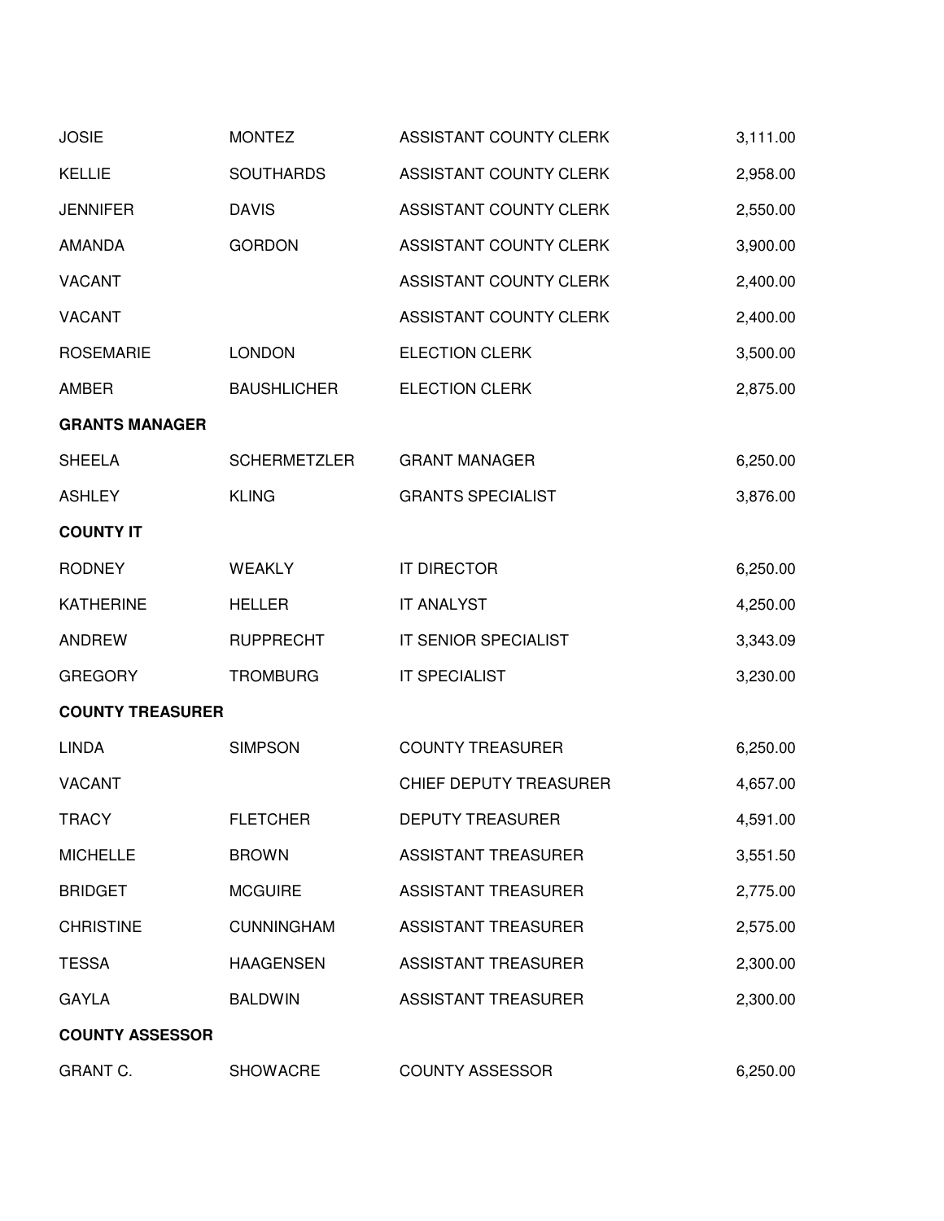| | | | |
|---|---|---|---|
| JOSIE | MONTEZ | ASSISTANT COUNTY CLERK | 3,111.00 |
| KELLIE | SOUTHARDS | ASSISTANT COUNTY CLERK | 2,958.00 |
| JENNIFER | DAVIS | ASSISTANT COUNTY CLERK | 2,550.00 |
| AMANDA | GORDON | ASSISTANT COUNTY CLERK | 3,900.00 |
| VACANT | | ASSISTANT COUNTY CLERK | 2,400.00 |
| VACANT | | ASSISTANT COUNTY CLERK | 2,400.00 |
| ROSEMARIE | LONDON | ELECTION CLERK | 3,500.00 |
| AMBER | BAUSHLICHER | ELECTION CLERK | 2,875.00 |
| **GRANTS MANAGER** | | | |
| SHEELA | SCHERMETZLER | GRANT MANAGER | 6,250.00 |
| ASHLEY | KLING | GRANTS SPECIALIST | 3,876.00 |
| **COUNTY IT** | | | |
| RODNEY | WEAKLY | IT DIRECTOR | 6,250.00 |
| KATHERINE | HELLER | IT ANALYST | 4,250.00 |
| ANDREW | RUPPRECHT | IT SENIOR SPECIALIST | 3,343.09 |
| GREGORY | TROMBURG | IT SPECIALIST | 3,230.00 |
| **COUNTY TREASURER** | | | |
| LINDA | SIMPSON | COUNTY TREASURER | 6,250.00 |
| VACANT | | CHIEF DEPUTY TREASURER | 4,657.00 |
| TRACY | FLETCHER | DEPUTY TREASURER | 4,591.00 |
| MICHELLE | BROWN | ASSISTANT TREASURER | 3,551.50 |
| BRIDGET | MCGUIRE | ASSISTANT TREASURER | 2,775.00 |
| CHRISTINE | CUNNINGHAM | ASSISTANT TREASURER | 2,575.00 |
| TESSA | HAAGENSEN | ASSISTANT TREASURER | 2,300.00 |
| GAYLA | BALDWIN | ASSISTANT TREASURER | 2,300.00 |
| **COUNTY ASSESSOR** | | | |
| GRANT C. | SHOWACRE | COUNTY ASSESSOR | 6,250.00 |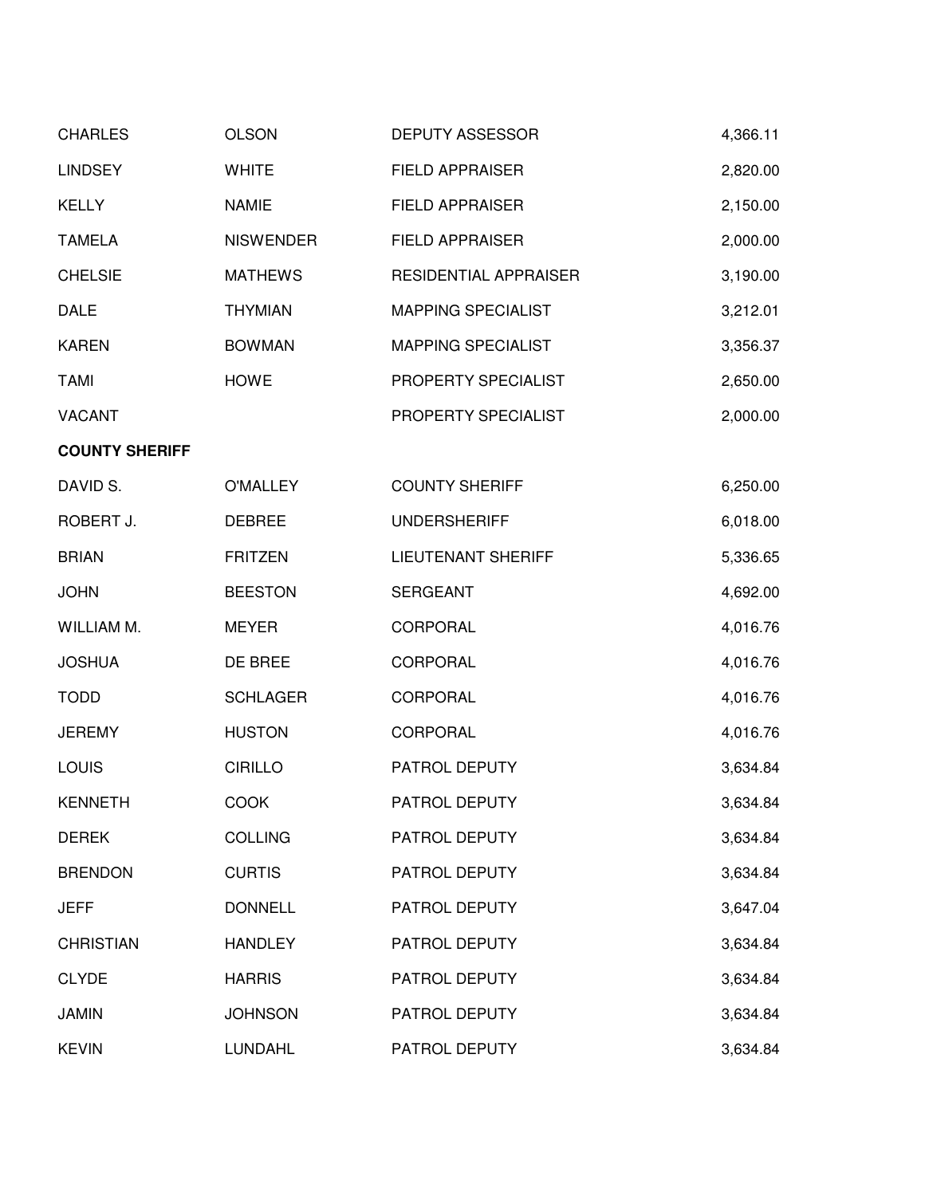| | | | |
|---|---|---|---|
| CHARLES | OLSON | DEPUTY ASSESSOR | 4,366.11 |
| LINDSEY | WHITE | FIELD APPRAISER | 2,820.00 |
| KELLY | NAMIE | FIELD APPRAISER | 2,150.00 |
| TAMELA | NISWENDER | FIELD APPRAISER | 2,000.00 |
| CHELSIE | MATHEWS | RESIDENTIAL APPRAISER | 3,190.00 |
| DALE | THYMIAN | MAPPING SPECIALIST | 3,212.01 |
| KAREN | BOWMAN | MAPPING SPECIALIST | 3,356.37 |
| TAMI | HOWE | PROPERTY SPECIALIST | 2,650.00 |
| VACANT | | PROPERTY SPECIALIST | 2,000.00 |
| **COUNTY SHERIFF** | | | |
| DAVID S. | O'MALLEY | COUNTY SHERIFF | 6,250.00 |
| ROBERT J. | DEBREE | UNDERSHERIFF | 6,018.00 |
| BRIAN | FRITZEN | LIEUTENANT SHERIFF | 5,336.65 |
| JOHN | BEESTON | SERGEANT | 4,692.00 |
| WILLIAM M. | MEYER | CORPORAL | 4,016.76 |
| JOSHUA | DE BREE | CORPORAL | 4,016.76 |
| TODD | SCHLAGER | CORPORAL | 4,016.76 |
| JEREMY | HUSTON | CORPORAL | 4,016.76 |
| LOUIS | CIRILLO | PATROL DEPUTY | 3,634.84 |
| KENNETH | COOK | PATROL DEPUTY | 3,634.84 |
| DEREK | COLLING | PATROL DEPUTY | 3,634.84 |
| BRENDON | CURTIS | PATROL DEPUTY | 3,634.84 |
| JEFF | DONNELL | PATROL DEPUTY | 3,647.04 |
| CHRISTIAN | HANDLEY | PATROL DEPUTY | 3,634.84 |
| CLYDE | HARRIS | PATROL DEPUTY | 3,634.84 |
| JAMIN | JOHNSON | PATROL DEPUTY | 3,634.84 |
| KEVIN | LUNDAHL | PATROL DEPUTY | 3,634.84 |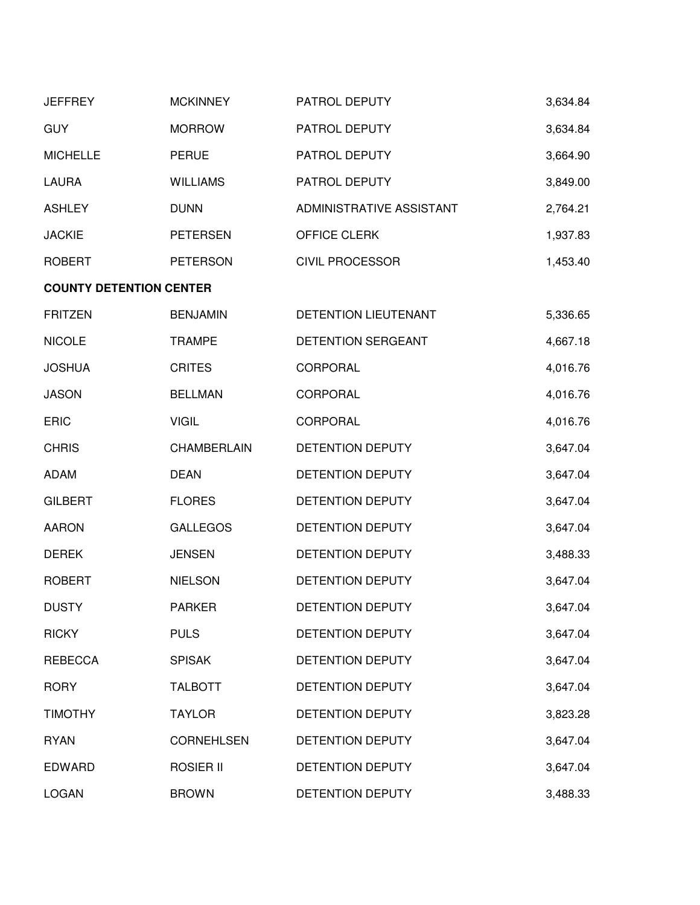| | | | |
|---|---|---|---|
| JEFFREY | MCKINNEY | PATROL DEPUTY | 3,634.84 |
| GUY | MORROW | PATROL DEPUTY | 3,634.84 |
| MICHELLE | PERUE | PATROL DEPUTY | 3,664.90 |
| LAURA | WILLIAMS | PATROL DEPUTY | 3,849.00 |
| ASHLEY | DUNN | ADMINISTRATIVE ASSISTANT | 2,764.21 |
| JACKIE | PETERSEN | OFFICE CLERK | 1,937.83 |
| ROBERT | PETERSON | CIVIL PROCESSOR | 1,453.40 |
| **COUNTY DETENTION CENTER** | | | |
| FRITZEN | BENJAMIN | DETENTION LIEUTENANT | 5,336.65 |
| NICOLE | TRAMPE | DETENTION SERGEANT | 4,667.18 |
| JOSHUA | CRITES | CORPORAL | 4,016.76 |
| JASON | BELLMAN | CORPORAL | 4,016.76 |
| ERIC | VIGIL | CORPORAL | 4,016.76 |
| CHRIS | CHAMBERLAIN | DETENTION DEPUTY | 3,647.04 |
| ADAM | DEAN | DETENTION DEPUTY | 3,647.04 |
| GILBERT | FLORES | DETENTION DEPUTY | 3,647.04 |
| AARON | GALLEGOS | DETENTION DEPUTY | 3,647.04 |
| DEREK | JENSEN | DETENTION DEPUTY | 3,488.33 |
| ROBERT | NIELSON | DETENTION DEPUTY | 3,647.04 |
| DUSTY | PARKER | DETENTION DEPUTY | 3,647.04 |
| RICKY | PULS | DETENTION DEPUTY | 3,647.04 |
| REBECCA | SPISAK | DETENTION DEPUTY | 3,647.04 |
| RORY | TALBOTT | DETENTION DEPUTY | 3,647.04 |
| TIMOTHY | TAYLOR | DETENTION DEPUTY | 3,823.28 |
| RYAN | CORNEHLSEN | DETENTION DEPUTY | 3,647.04 |
| EDWARD | ROSIER II | DETENTION DEPUTY | 3,647.04 |
| LOGAN | BROWN | DETENTION DEPUTY | 3,488.33 |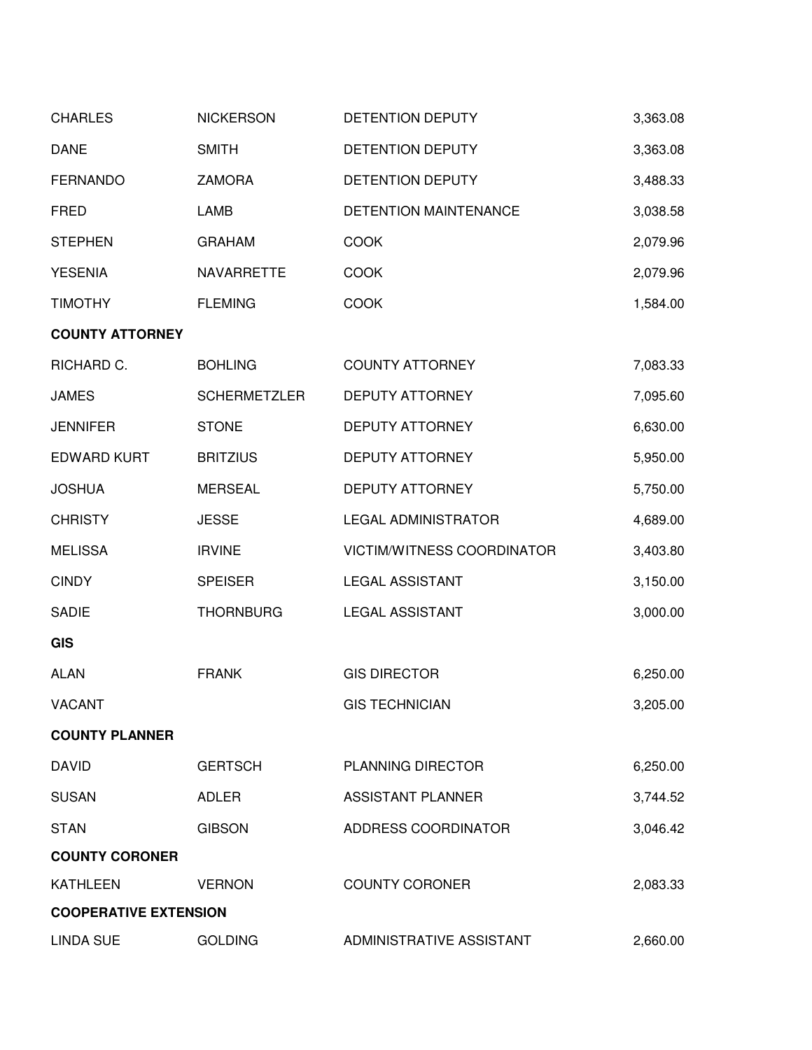| | | | |
|---|---|---|---|
| CHARLES | NICKERSON | DETENTION DEPUTY | 3,363.08 |
| DANE | SMITH | DETENTION DEPUTY | 3,363.08 |
| FERNANDO | ZAMORA | DETENTION DEPUTY | 3,488.33 |
| FRED | LAMB | DETENTION MAINTENANCE | 3,038.58 |
| STEPHEN | GRAHAM | COOK | 2,079.96 |
| YESENIA | NAVARRETTE | COOK | 2,079.96 |
| TIMOTHY | FLEMING | COOK | 1,584.00 |
| **COUNTY ATTORNEY** | | | |
| RICHARD C. | BOHLING | COUNTY ATTORNEY | 7,083.33 |
| JAMES | SCHERMETZLER | DEPUTY ATTORNEY | 7,095.60 |
| JENNIFER | STONE | DEPUTY ATTORNEY | 6,630.00 |
| EDWARD KURT | BRITZIUS | DEPUTY ATTORNEY | 5,950.00 |
| JOSHUA | MERSEAL | DEPUTY ATTORNEY | 5,750.00 |
| CHRISTY | JESSE | LEGAL ADMINISTRATOR | 4,689.00 |
| MELISSA | IRVINE | VICTIM/WITNESS COORDINATOR | 3,403.80 |
| CINDY | SPEISER | LEGAL ASSISTANT | 3,150.00 |
| SADIE | THORNBURG | LEGAL ASSISTANT | 3,000.00 |
| **GIS** | | | |
| ALAN | FRANK | GIS DIRECTOR | 6,250.00 |
| VACANT | | GIS TECHNICIAN | 3,205.00 |
| **COUNTY PLANNER** | | | |
| DAVID | GERTSCH | PLANNING DIRECTOR | 6,250.00 |
| SUSAN | ADLER | ASSISTANT PLANNER | 3,744.52 |
| STAN | GIBSON | ADDRESS COORDINATOR | 3,046.42 |
| **COUNTY CORONER** | | | |
| KATHLEEN | VERNON | COUNTY CORONER | 2,083.33 |
| **COOPERATIVE EXTENSION** | | | |
| LINDA SUE | GOLDING | ADMINISTRATIVE ASSISTANT | 2,660.00 |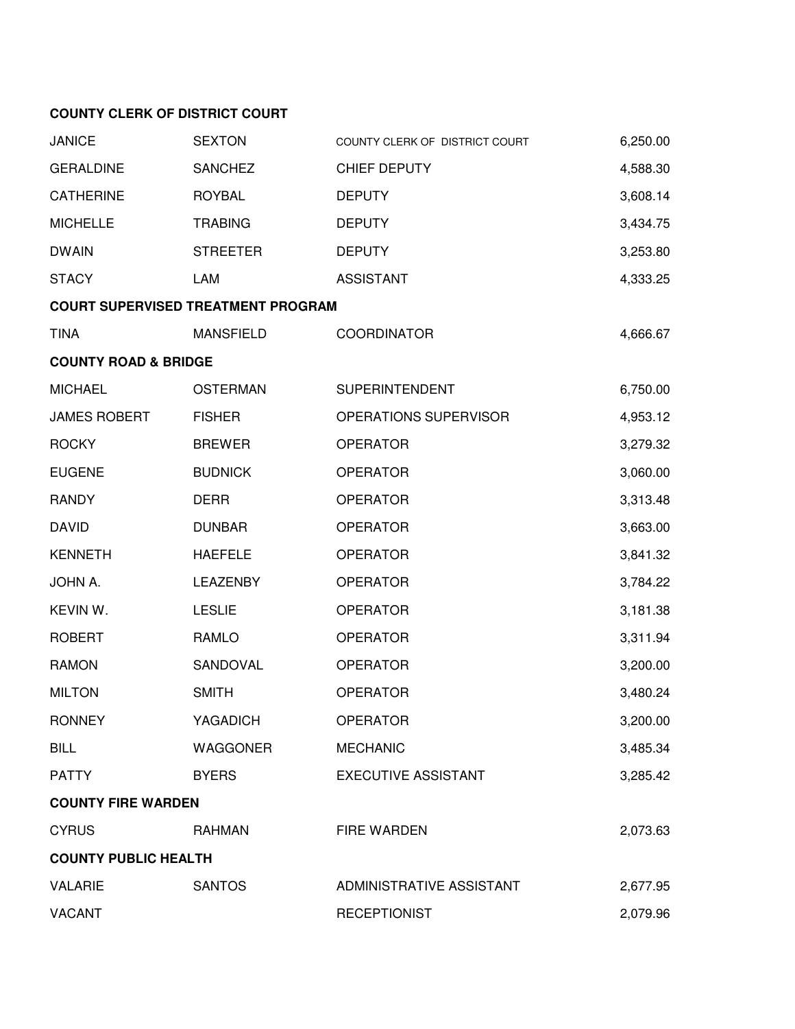**COUNTY CLERK OF DISTRICT COURT**

| | | | |
|---|---|---|---|
| JANICE | SEXTON | COUNTY CLERK OF DISTRICT COURT | 6,250.00 |
| GERALDINE | SANCHEZ | CHIEF DEPUTY | 4,588.30 |
| CATHERINE | ROYBAL | DEPUTY | 3,608.14 |
| MICHELLE | TRABING | DEPUTY | 3,434.75 |
| DWAIN | STREETER | DEPUTY | 3,253.80 |
| STACY | LAM | ASSISTANT | 4,333.25 |

**COURT SUPERVISED TREATMENT PROGRAM**

| | | | |
|---|---|---|---|
| TINA | MANSFIELD | COORDINATOR | 4,666.67 |

**COUNTY ROAD & BRIDGE**

| | | | |
|---|---|---|---|
| MICHAEL | OSTERMAN | SUPERINTENDENT | 6,750.00 |
| JAMES ROBERT | FISHER | OPERATIONS SUPERVISOR | 4,953.12 |
| ROCKY | BREWER | OPERATOR | 3,279.32 |
| EUGENE | BUDNICK | OPERATOR | 3,060.00 |
| RANDY | DERR | OPERATOR | 3,313.48 |
| DAVID | DUNBAR | OPERATOR | 3,663.00 |
| KENNETH | HAEFELE | OPERATOR | 3,841.32 |
| JOHN A. | LEAZENBY | OPERATOR | 3,784.22 |
| KEVIN W. | LESLIE | OPERATOR | 3,181.38 |
| ROBERT | RAMLO | OPERATOR | 3,311.94 |
| RAMON | SANDOVAL | OPERATOR | 3,200.00 |
| MILTON | SMITH | OPERATOR | 3,480.24 |
| RONNEY | YAGADICH | OPERATOR | 3,200.00 |
| BILL | WAGGONER | MECHANIC | 3,485.34 |
| PATTY | BYERS | EXECUTIVE ASSISTANT | 3,285.42 |

**COUNTY FIRE WARDEN**

| | | | |
|---|---|---|---|
| CYRUS | RAHMAN | FIRE WARDEN | 2,073.63 |

**COUNTY PUBLIC HEALTH**

| | | | |
|---|---|---|---|
| VALARIE | SANTOS | ADMINISTRATIVE ASSISTANT | 2,677.95 |
| VACANT | | RECEPTIONIST | 2,079.96 |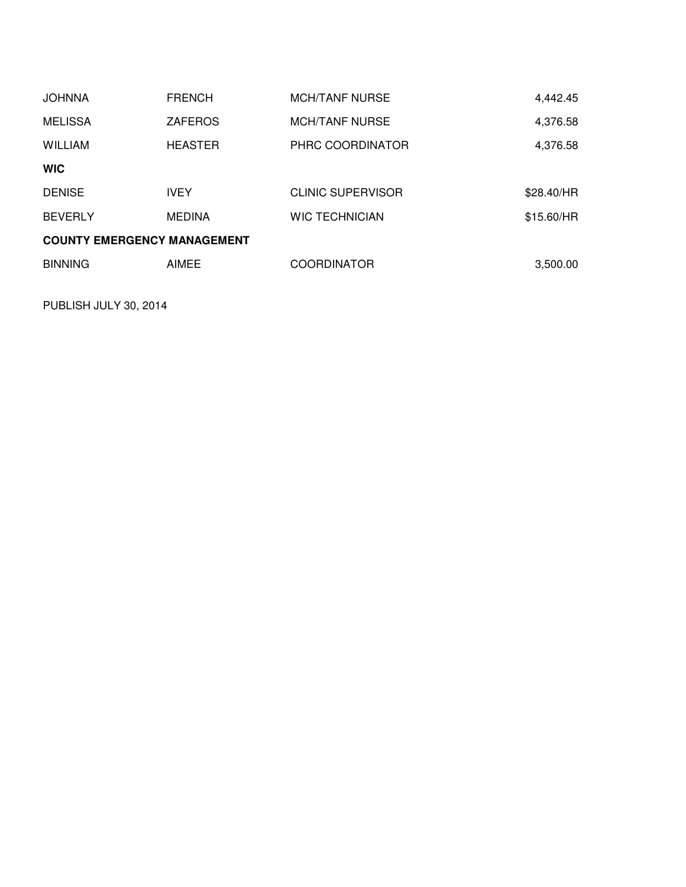| | | | |
|---|---|---|---|
| JOHNNA | FRENCH | MCH/TANF NURSE | 4,442.45 |
| MELISSA | ZAFEROS | MCH/TANF NURSE | 4,376.58 |
| WILLIAM | HEASTER | PHRC COORDINATOR | 4,376.58 |
| **WIC** | | | |
| DENISE | IVEY | CLINIC SUPERVISOR | $28.40/HR |
| BEVERLY | MEDINA | WIC TECHNICIAN | $15.60/HR |
| **COUNTY EMERGENCY MANAGEMENT** | | | |
| BINNING | AIMEE | COORDINATOR | 3,500.00 |

PUBLISH JULY 30, 2014